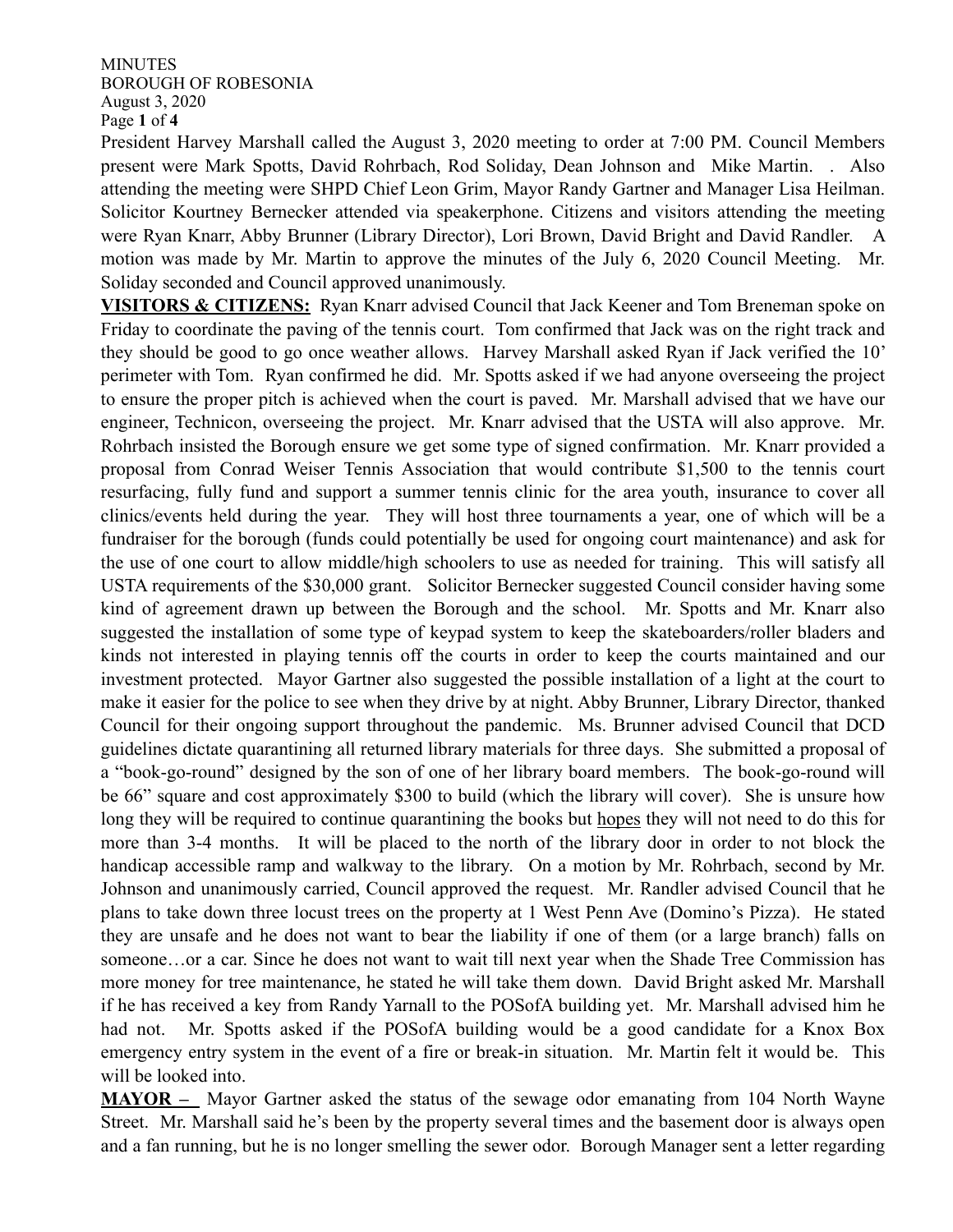MINUTES
BOROUGH OF ROBESONIA
August 3, 2020

President Harvey Marshall called the August 3, 2020 meeting to order at 7:00 PM. Council Members present were Mark Spotts, David Rohrbach, Rod Soliday, Dean Johnson and Mike Martin. . Also attending the meeting were SHPD Chief Leon Grim, Mayor Randy Gartner and Manager Lisa Heilman. Solicitor Kourtney Bernecker attended via speakerphone. Citizens and visitors attending the meeting were Ryan Knarr, Abby Brunner (Library Director), Lori Brown, David Bright and David Randler. A motion was made by Mr. Martin to approve the minutes of the July 6, 2020 Council Meeting. Mr. Soliday seconded and Council approved unanimously.

**VISITORS & CITIZENS:** Ryan Knarr advised Council that Jack Keener and Tom Breneman spoke on Friday to coordinate the paving of the tennis court. Tom confirmed that Jack was on the right track and they should be good to go once weather allows. Harvey Marshall asked Ryan if Jack verified the 10' perimeter with Tom. Ryan confirmed he did. Mr. Spotts asked if we had anyone overseeing the project to ensure the proper pitch is achieved when the court is paved. Mr. Marshall advised that we have our engineer, Technicon, overseeing the project. Mr. Knarr advised that the USTA will also approve. Mr. Rohrbach insisted the Borough ensure we get some type of signed confirmation. Mr. Knarr provided a proposal from Conrad Weiser Tennis Association that would contribute $1,500 to the tennis court resurfacing, fully fund and support a summer tennis clinic for the area youth, insurance to cover all clinics/events held during the year. They will host three tournaments a year, one of which will be a fundraiser for the borough (funds could potentially be used for ongoing court maintenance) and ask for the use of one court to allow middle/high schoolers to use as needed for training. This will satisfy all USTA requirements of the $30,000 grant. Solicitor Bernecker suggested Council consider having some kind of agreement drawn up between the Borough and the school. Mr. Spotts and Mr. Knarr also suggested the installation of some type of keypad system to keep the skateboarders/roller bladers and kinds not interested in playing tennis off the courts in order to keep the courts maintained and our investment protected. Mayor Gartner also suggested the possible installation of a light at the court to make it easier for the police to see when they drive by at night. Abby Brunner, Library Director, thanked Council for their ongoing support throughout the pandemic. Ms. Brunner advised Council that DCD guidelines dictate quarantining all returned library materials for three days. She submitted a proposal of a "book-go-round" designed by the son of one of her library board members. The book-go-round will be 66" square and cost approximately $300 to build (which the library will cover). She is unsure how long they will be required to continue quarantining the books but <u>hopes</u> they will not need to do this for more than 3-4 months. It will be placed to the north of the library door in order to not block the handicap accessible ramp and walkway to the library. On a motion by Mr. Rohrbach, second by Mr. Johnson and unanimously carried, Council approved the request. Mr. Randler advised Council that he plans to take down three locust trees on the property at 1 West Penn Ave (Domino's Pizza). He stated they are unsafe and he does not want to bear the liability if one of them (or a large branch) falls on someone…or a car. Since he does not want to wait till next year when the Shade Tree Commission has more money for tree maintenance, he stated he will take them down. David Bright asked Mr. Marshall if he has received a key from Randy Yarnall to the POSofA building yet. Mr. Marshall advised him he had not. Mr. Spotts asked if the POSofA building would be a good candidate for a Knox Box emergency entry system in the event of a fire or break-in situation. Mr. Martin felt it would be. This will be looked into.

**MAYOR –** Mayor Gartner asked the status of the sewage odor emanating from 104 North Wayne Street. Mr. Marshall said he's been by the property several times and the basement door is always open and a fan running, but he is no longer smelling the sewer odor. Borough Manager sent a letter regarding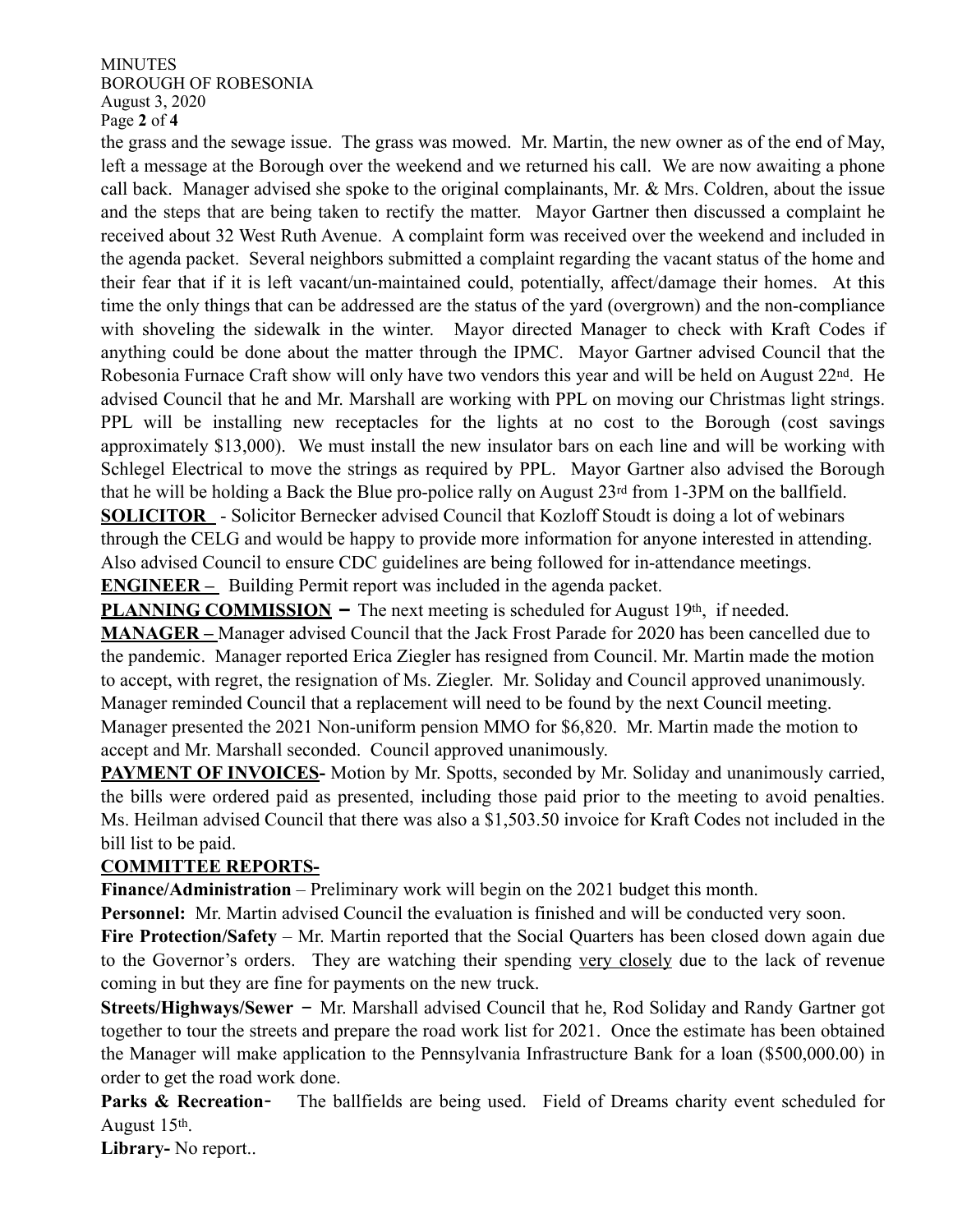the grass and the sewage issue. The grass was mowed. Mr. Martin, the new owner as of the end of May, left a message at the Borough over the weekend and we returned his call. We are now awaiting a phone call back. Manager advised she spoke to the original complainants, Mr. & Mrs. Coldren, about the issue and the steps that are being taken to rectify the matter. Mayor Gartner then discussed a complaint he received about 32 West Ruth Avenue. A complaint form was received over the weekend and included in the agenda packet. Several neighbors submitted a complaint regarding the vacant status of the home and their fear that if it is left vacant/un-maintained could, potentially, affect/damage their homes. At this time the only things that can be addressed are the status of the yard (overgrown) and the non-compliance with shoveling the sidewalk in the winter. Mayor directed Manager to check with Kraft Codes if anything could be done about the matter through the IPMC. Mayor Gartner advised Council that the Robesonia Furnace Craft show will only have two vendors this year and will be held on August 22nd. He advised Council that he and Mr. Marshall are working with PPL on moving our Christmas light strings. PPL will be installing new receptacles for the lights at no cost to the Borough (cost savings approximately $13,000). We must install the new insulator bars on each line and will be working with Schlegel Electrical to move the strings as required by PPL. Mayor Gartner also advised the Borough that he will be holding a Back the Blue pro-police rally on August 23rd from 1-3PM on the ballfield.

**SOLICITOR** - Solicitor Bernecker advised Council that Kozloff Stoudt is doing a lot of webinars through the CELG and would be happy to provide more information for anyone interested in attending. Also advised Council to ensure CDC guidelines are being followed for in-attendance meetings.

**ENGINEER –** Building Permit report was included in the agenda packet.

**PLANNING COMMISSION –** The next meeting is scheduled for August 19th, if needed.

**MANAGER –** Manager advised Council that the Jack Frost Parade for 2020 has been cancelled due to the pandemic. Manager reported Erica Ziegler has resigned from Council. Mr. Martin made the motion to accept, with regret, the resignation of Ms. Ziegler. Mr. Soliday and Council approved unanimously. Manager reminded Council that a replacement will need to be found by the next Council meeting. Manager presented the 2021 Non-uniform pension MMO for $6,820. Mr. Martin made the motion to accept and Mr. Marshall seconded. Council approved unanimously.

**PAYMENT OF INVOICES-** Motion by Mr. Spotts, seconded by Mr. Soliday and unanimously carried, the bills were ordered paid as presented, including those paid prior to the meeting to avoid penalties. Ms. Heilman advised Council that there was also a $1,503.50 invoice for Kraft Codes not included in the bill list to be paid.

**COMMITTEE REPORTS-**

**Finance/Administration** – Preliminary work will begin on the 2021 budget this month.

**Personnel:** Mr. Martin advised Council the evaluation is finished and will be conducted very soon.

**Fire Protection/Safety** – Mr. Martin reported that the Social Quarters has been closed down again due to the Governor's orders. They are watching their spending very closely due to the lack of revenue coming in but they are fine for payments on the new truck.

**Streets/Highways/Sewer –** Mr. Marshall advised Council that he, Rod Soliday and Randy Gartner got together to tour the streets and prepare the road work list for 2021. Once the estimate has been obtained the Manager will make application to the Pennsylvania Infrastructure Bank for a loan ($500,000.00) in order to get the road work done.

**Parks & Recreation-** The ballfields are being used. Field of Dreams charity event scheduled for August 15th.

**Library-** No report..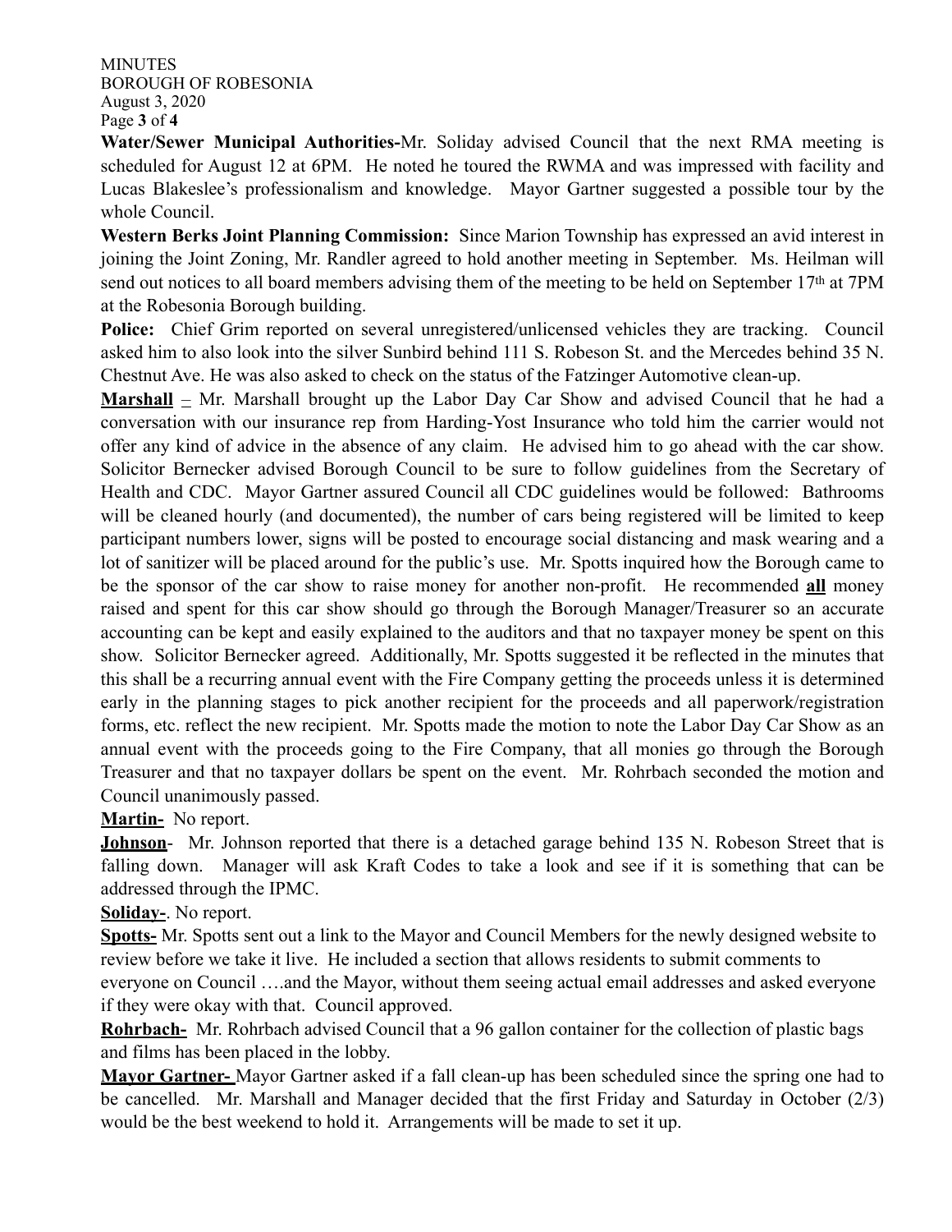**Water/Sewer Municipal Authorities-**Mr. Soliday advised Council that the next RMA meeting is scheduled for August 12 at 6PM. He noted he toured the RWMA and was impressed with facility and Lucas Blakeslee's professionalism and knowledge. Mayor Gartner suggested a possible tour by the whole Council.

**Western Berks Joint Planning Commission:** Since Marion Township has expressed an avid interest in joining the Joint Zoning, Mr. Randler agreed to hold another meeting in September. Ms. Heilman will send out notices to all board members advising them of the meeting to be held on September 17th at 7PM at the Robesonia Borough building.

**Police:** Chief Grim reported on several unregistered/unlicensed vehicles they are tracking. Council asked him to also look into the silver Sunbird behind 111 S. Robeson St. and the Mercedes behind 35 N. Chestnut Ave. He was also asked to check on the status of the Fatzinger Automotive clean-up.

**Marshall** – Mr. Marshall brought up the Labor Day Car Show and advised Council that he had a conversation with our insurance rep from Harding-Yost Insurance who told him the carrier would not offer any kind of advice in the absence of any claim. He advised him to go ahead with the car show. Solicitor Bernecker advised Borough Council to be sure to follow guidelines from the Secretary of Health and CDC. Mayor Gartner assured Council all CDC guidelines would be followed: Bathrooms will be cleaned hourly (and documented), the number of cars being registered will be limited to keep participant numbers lower, signs will be posted to encourage social distancing and mask wearing and a lot of sanitizer will be placed around for the public's use. Mr. Spotts inquired how the Borough came to be the sponsor of the car show to raise money for another non-profit. He recommended **all** money raised and spent for this car show should go through the Borough Manager/Treasurer so an accurate accounting can be kept and easily explained to the auditors and that no taxpayer money be spent on this show. Solicitor Bernecker agreed. Additionally, Mr. Spotts suggested it be reflected in the minutes that this shall be a recurring annual event with the Fire Company getting the proceeds unless it is determined early in the planning stages to pick another recipient for the proceeds and all paperwork/registration forms, etc. reflect the new recipient. Mr. Spotts made the motion to note the Labor Day Car Show as an annual event with the proceeds going to the Fire Company, that all monies go through the Borough Treasurer and that no taxpayer dollars be spent on the event. Mr. Rohrbach seconded the motion and Council unanimously passed.

**Martin-** No report.

**Johnson**- Mr. Johnson reported that there is a detached garage behind 135 N. Robeson Street that is falling down. Manager will ask Kraft Codes to take a look and see if it is something that can be addressed through the IPMC.

**Soliday-**. No report.

**Spotts-** Mr. Spotts sent out a link to the Mayor and Council Members for the newly designed website to review before we take it live. He included a section that allows residents to submit comments to everyone on Council ….and the Mayor, without them seeing actual email addresses and asked everyone if they were okay with that. Council approved.

**Rohrbach-** Mr. Rohrbach advised Council that a 96 gallon container for the collection of plastic bags and films has been placed in the lobby.

**Mayor Gartner-** Mayor Gartner asked if a fall clean-up has been scheduled since the spring one had to be cancelled. Mr. Marshall and Manager decided that the first Friday and Saturday in October (2/3) would be the best weekend to hold it. Arrangements will be made to set it up.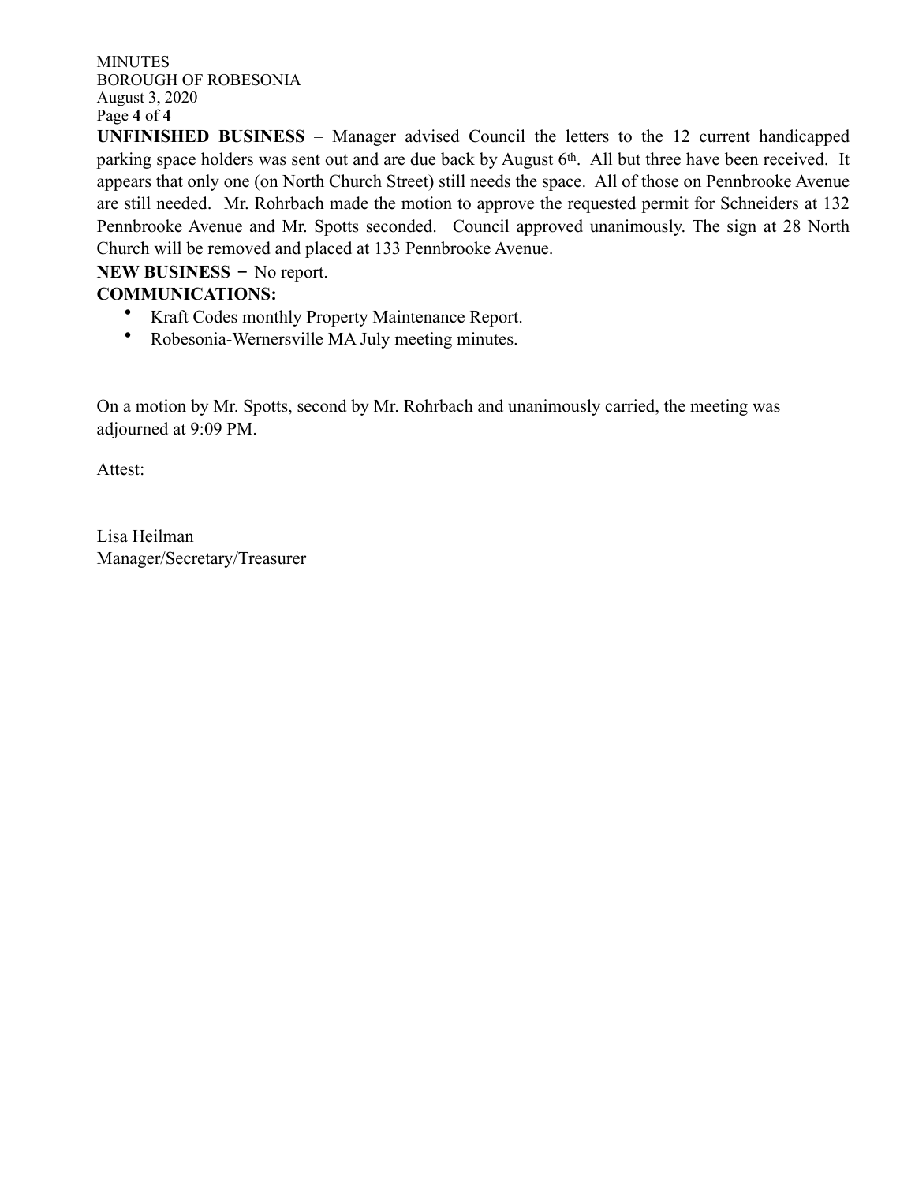**UNFINISHED BUSINESS** – Manager advised Council the letters to the 12 current handicapped parking space holders was sent out and are due back by August 6th. All but three have been received. It appears that only one (on North Church Street) still needs the space. All of those on Pennbrooke Avenue are still needed. Mr. Rohrbach made the motion to approve the requested permit for Schneiders at 132 Pennbrooke Avenue and Mr. Spotts seconded. Council approved unanimously. The sign at 28 North Church will be removed and placed at 133 Pennbrooke Avenue.

**NEW BUSINESS** – No report.

**COMMUNICATIONS:**

- Kraft Codes monthly Property Maintenance Report.
- Robesonia-Wernersville MA July meeting minutes.

On a motion by Mr. Spotts, second by Mr. Rohrbach and unanimously carried, the meeting was adjourned at 9:09 PM.

Attest:

Lisa Heilman
Manager/Secretary/Treasurer